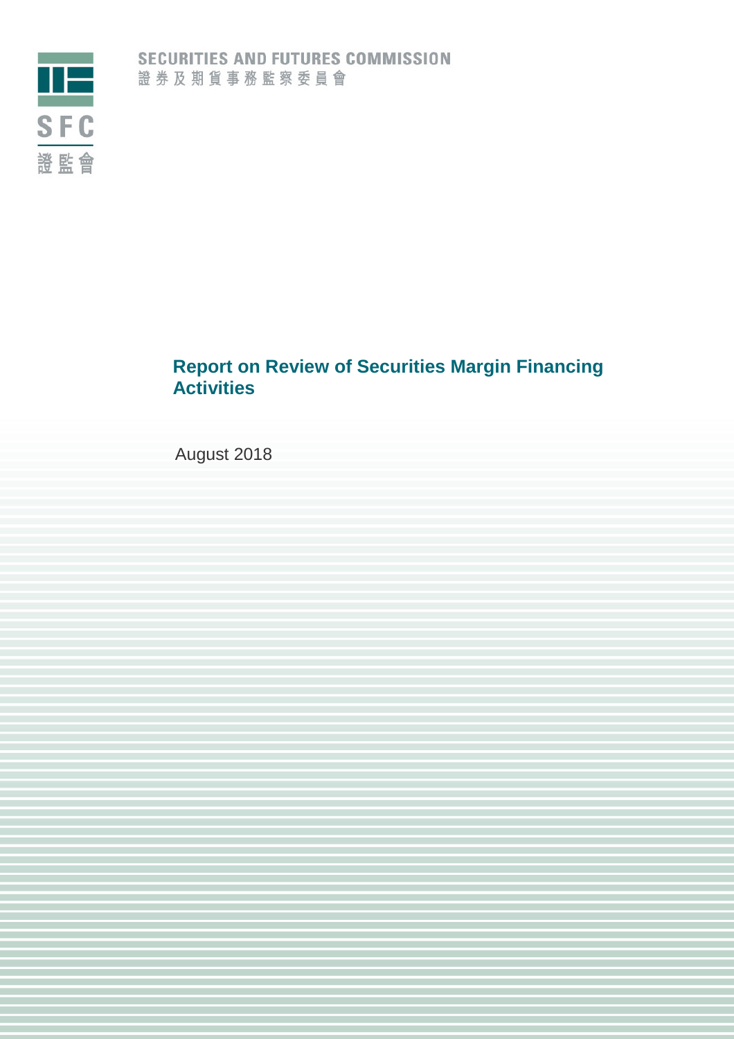SECURITIES AND FUTURES COMMISSION
證券及期貨事務監察委員會

SFC
證監會

# Report on Review of Securities Margin Financing Activities

August 2018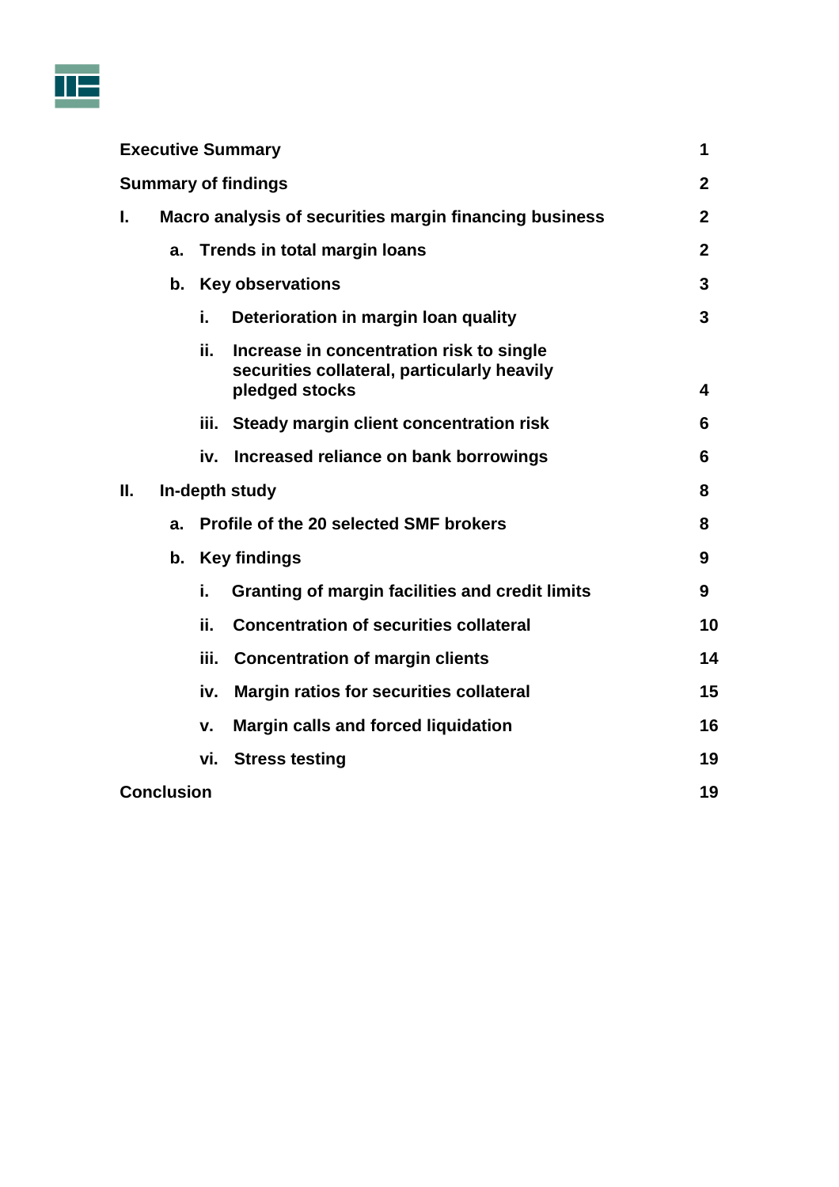| | |
|---|---|
| **Executive Summary** | **1** |
| **Summary of findings** | **2** |
| **I. Macro analysis of securities margin financing business** | **2** |
| &nbsp;&nbsp;&nbsp;&nbsp;**a. Trends in total margin loans** | **2** |
| &nbsp;&nbsp;&nbsp;&nbsp;**b. Key observations** | **3** |
| &nbsp;&nbsp;&nbsp;&nbsp;&nbsp;&nbsp;&nbsp;&nbsp;**i. Deterioration in margin loan quality** | **3** |
| &nbsp;&nbsp;&nbsp;&nbsp;&nbsp;&nbsp;&nbsp;&nbsp;**ii. Increase in concentration risk to single securities collateral, particularly heavily pledged stocks** | **4** |
| &nbsp;&nbsp;&nbsp;&nbsp;&nbsp;&nbsp;&nbsp;&nbsp;**iii. Steady margin client concentration risk** | **6** |
| &nbsp;&nbsp;&nbsp;&nbsp;&nbsp;&nbsp;&nbsp;&nbsp;**iv. Increased reliance on bank borrowings** | **6** |
| **II. In-depth study** | **8** |
| &nbsp;&nbsp;&nbsp;&nbsp;**a. Profile of the 20 selected SMF brokers** | **8** |
| &nbsp;&nbsp;&nbsp;&nbsp;**b. Key findings** | **9** |
| &nbsp;&nbsp;&nbsp;&nbsp;&nbsp;&nbsp;&nbsp;&nbsp;**i. Granting of margin facilities and credit limits** | **9** |
| &nbsp;&nbsp;&nbsp;&nbsp;&nbsp;&nbsp;&nbsp;&nbsp;**ii. Concentration of securities collateral** | **10** |
| &nbsp;&nbsp;&nbsp;&nbsp;&nbsp;&nbsp;&nbsp;&nbsp;**iii. Concentration of margin clients** | **14** |
| &nbsp;&nbsp;&nbsp;&nbsp;&nbsp;&nbsp;&nbsp;&nbsp;**iv. Margin ratios for securities collateral** | **15** |
| &nbsp;&nbsp;&nbsp;&nbsp;&nbsp;&nbsp;&nbsp;&nbsp;**v. Margin calls and forced liquidation** | **16** |
| &nbsp;&nbsp;&nbsp;&nbsp;&nbsp;&nbsp;&nbsp;&nbsp;**vi. Stress testing** | **19** |
| **Conclusion** | **19** |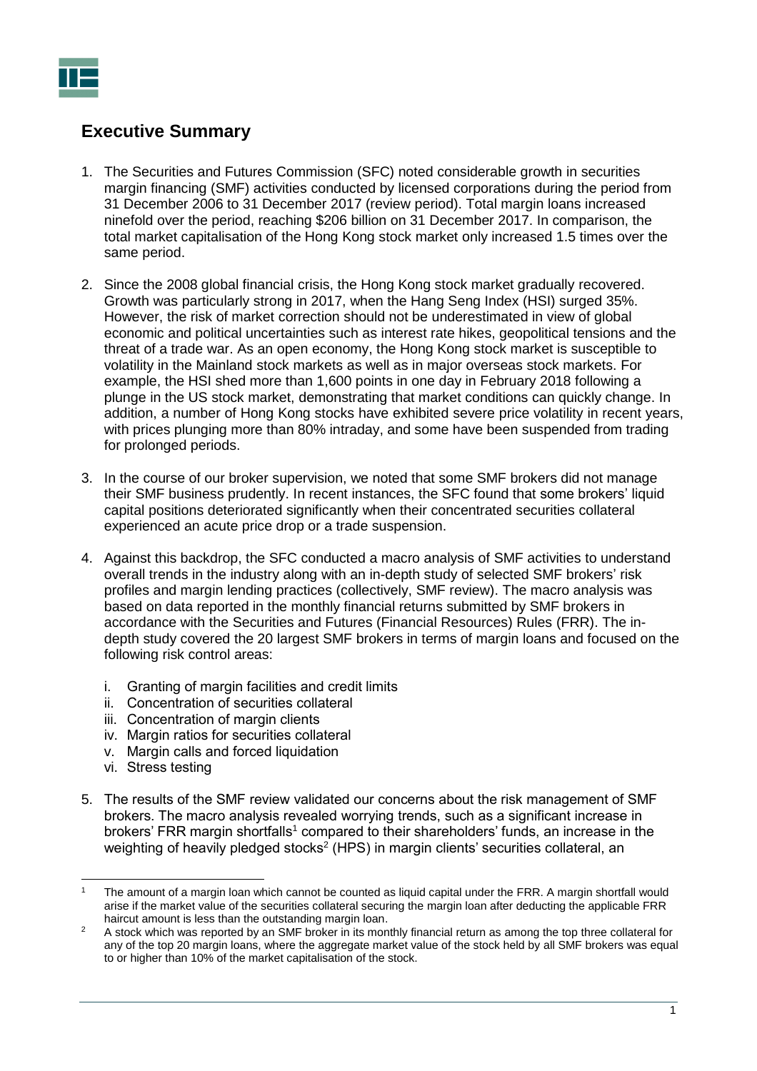## Executive Summary

1. The Securities and Futures Commission (SFC) noted considerable growth in securities margin financing (SMF) activities conducted by licensed corporations during the period from 31 December 2006 to 31 December 2017 (review period). Total margin loans increased ninefold over the period, reaching $206 billion on 31 December 2017. In comparison, the total market capitalisation of the Hong Kong stock market only increased 1.5 times over the same period.

2. Since the 2008 global financial crisis, the Hong Kong stock market gradually recovered. Growth was particularly strong in 2017, when the Hang Seng Index (HSI) surged 35%. However, the risk of market correction should not be underestimated in view of global economic and political uncertainties such as interest rate hikes, geopolitical tensions and the threat of a trade war. As an open economy, the Hong Kong stock market is susceptible to volatility in the Mainland stock markets as well as in major overseas stock markets. For example, the HSI shed more than 1,600 points in one day in February 2018 following a plunge in the US stock market, demonstrating that market conditions can quickly change. In addition, a number of Hong Kong stocks have exhibited severe price volatility in recent years, with prices plunging more than 80% intraday, and some have been suspended from trading for prolonged periods.

3. In the course of our broker supervision, we noted that some SMF brokers did not manage their SMF business prudently. In recent instances, the SFC found that some brokers' liquid capital positions deteriorated significantly when their concentrated securities collateral experienced an acute price drop or a trade suspension.

4. Against this backdrop, the SFC conducted a macro analysis of SMF activities to understand overall trends in the industry along with an in-depth study of selected SMF brokers' risk profiles and margin lending practices (collectively, SMF review). The macro analysis was based on data reported in the monthly financial returns submitted by SMF brokers in accordance with the Securities and Futures (Financial Resources) Rules (FRR). The in-depth study covered the 20 largest SMF brokers in terms of margin loans and focused on the following risk control areas:

   i. Granting of margin facilities and credit limits
   ii. Concentration of securities collateral
   iii. Concentration of margin clients
   iv. Margin ratios for securities collateral
   v. Margin calls and forced liquidation
   vi. Stress testing

5. The results of the SMF review validated our concerns about the risk management of SMF brokers. The macro analysis revealed worrying trends, such as a significant increase in brokers' FRR margin shortfalls[1] compared to their shareholders' funds, an increase in the weighting of heavily pledged stocks[2] (HPS) in margin clients' securities collateral, an

---

[1] The amount of a margin loan which cannot be counted as liquid capital under the FRR. A margin shortfall would arise if the market value of the securities collateral securing the margin loan after deducting the applicable FRR haircut amount is less than the outstanding margin loan.

[2] A stock which was reported by an SMF broker in its monthly financial return as among the top three collateral for any of the top 20 margin loans, where the aggregate market value of the stock held by all SMF brokers was equal to or higher than 10% of the market capitalisation of the stock.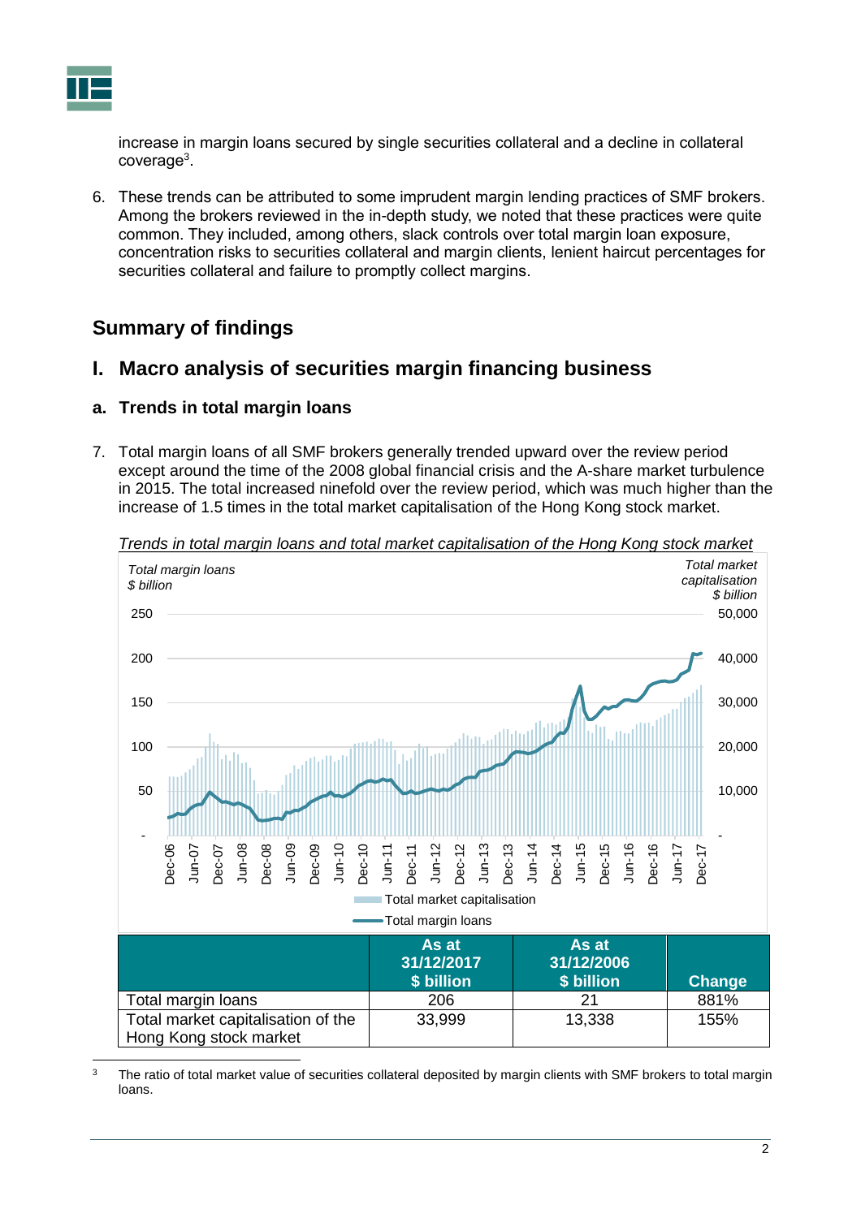increase in margin loans secured by single securities collateral and a decline in collateral coverage[3].

6. These trends can be attributed to some imprudent margin lending practices of SMF brokers. Among the brokers reviewed in the in-depth study, we noted that these practices were quite common. They included, among others, slack controls over total margin loan exposure, concentration risks to securities collateral and margin clients, lenient haircut percentages for securities collateral and failure to promptly collect margins.

## Summary of findings

## I. Macro analysis of securities margin financing business

### a. Trends in total margin loans

7. Total margin loans of all SMF brokers generally trended upward over the review period except around the time of the 2008 global financial crisis and the A-share market turbulence in 2015. The total increased ninefold over the review period, which was much higher than the increase of 1.5 times in the total market capitalisation of the Hong Kong stock market.

*Trends in total margin loans and total market capitalisation of the Hong Kong stock market*

| | As at 31/12/2017 $ billion | As at 31/12/2006 $ billion | Change |
|---|---|---|---|
| Total margin loans | 206 | 21 | 881% |
| Total market capitalisation of the Hong Kong stock market | 33,999 | 13,338 | 155% |

[3] The ratio of total market value of securities collateral deposited by margin clients with SMF brokers to total margin loans.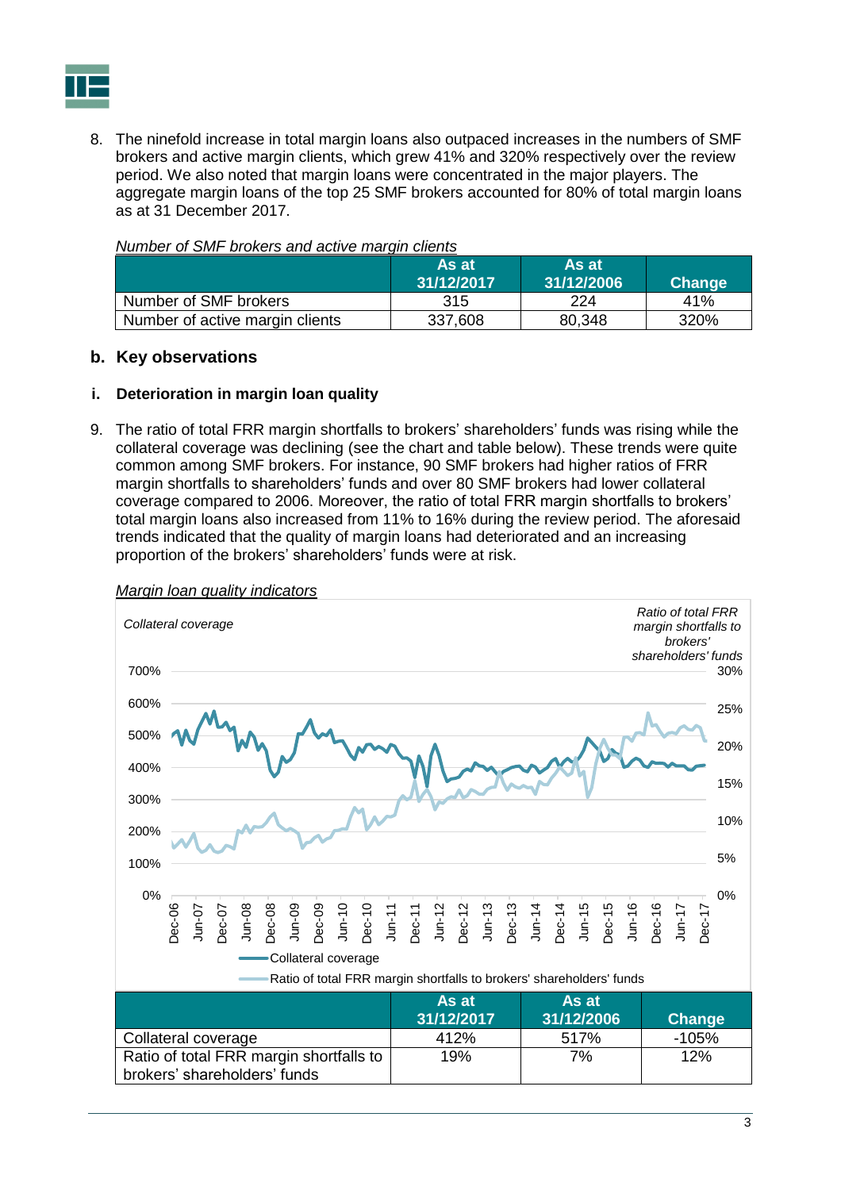8. The ninefold increase in total margin loans also outpaced increases in the numbers of SMF brokers and active margin clients, which grew 41% and 320% respectively over the review period. We also noted that margin loans were concentrated in the major players. The aggregate margin loans of the top 25 SMF brokers accounted for 80% of total margin loans as at 31 December 2017.

*Number of SMF brokers and active margin clients*

| | As at 31/12/2017 | As at 31/12/2006 | Change |
|---|---|---|---|
| Number of SMF brokers | 315 | 224 | 41% |
| Number of active margin clients | 337,608 | 80,348 | 320% |

## b. Key observations

### i. Deterioration in margin loan quality

9. The ratio of total FRR margin shortfalls to brokers' shareholders' funds was rising while the collateral coverage was declining (see the chart and table below). These trends were quite common among SMF brokers. For instance, 90 SMF brokers had higher ratios of FRR margin shortfalls to shareholders' funds and over 80 SMF brokers had lower collateral coverage compared to 2006. Moreover, the ratio of total FRR margin shortfalls to brokers' total margin loans also increased from 11% to 16% during the review period. The aforesaid trends indicated that the quality of margin loans had deteriorated and an increasing proportion of the brokers' shareholders' funds were at risk.

*Margin loan quality indicators*

| | As at 31/12/2017 | As at 31/12/2006 | Change |
|---|---|---|---|
| Collateral coverage | 412% | 517% | -105% |
| Ratio of total FRR margin shortfalls to brokers' shareholders' funds | 19% | 7% | 12% |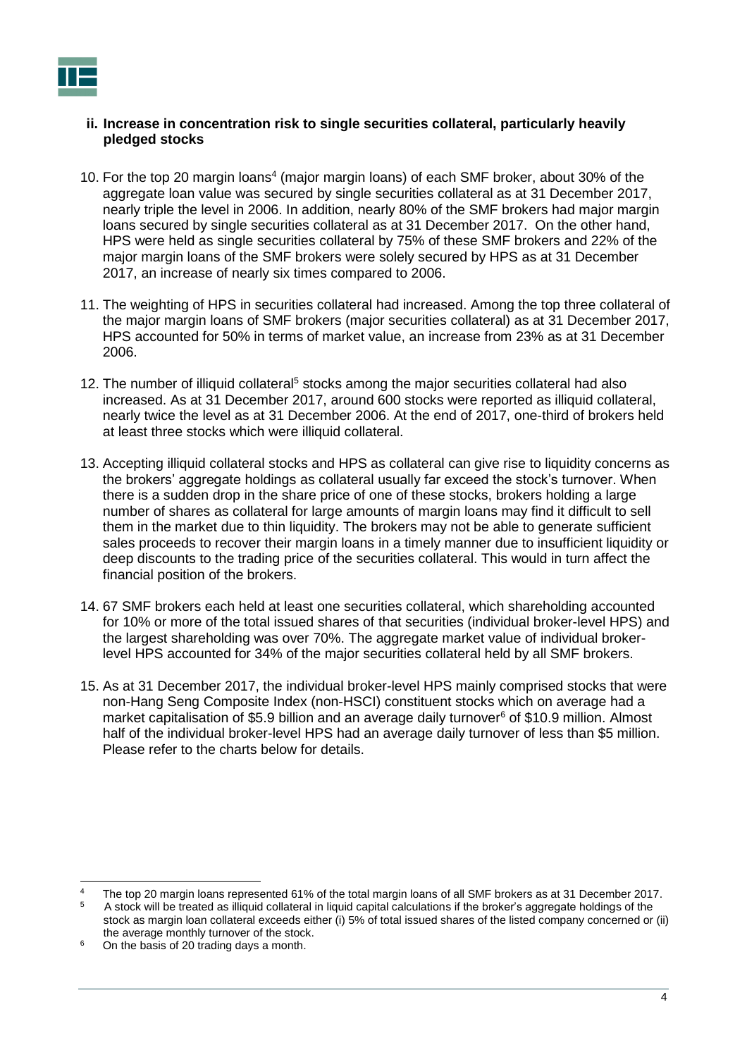### ii. Increase in concentration risk to single securities collateral, particularly heavily pledged stocks

10. For the top 20 margin loans[4] (major margin loans) of each SMF broker, about 30% of the aggregate loan value was secured by single securities collateral as at 31 December 2017, nearly triple the level in 2006. In addition, nearly 80% of the SMF brokers had major margin loans secured by single securities collateral as at 31 December 2017. On the other hand, HPS were held as single securities collateral by 75% of these SMF brokers and 22% of the major margin loans of the SMF brokers were solely secured by HPS as at 31 December 2017, an increase of nearly six times compared to 2006.

11. The weighting of HPS in securities collateral had increased. Among the top three collateral of the major margin loans of SMF brokers (major securities collateral) as at 31 December 2017, HPS accounted for 50% in terms of market value, an increase from 23% as at 31 December 2006.

12. The number of illiquid collateral[5] stocks among the major securities collateral had also increased. As at 31 December 2017, around 600 stocks were reported as illiquid collateral, nearly twice the level as at 31 December 2006. At the end of 2017, one-third of brokers held at least three stocks which were illiquid collateral.

13. Accepting illiquid collateral stocks and HPS as collateral can give rise to liquidity concerns as the brokers' aggregate holdings as collateral usually far exceed the stock's turnover. When there is a sudden drop in the share price of one of these stocks, brokers holding a large number of shares as collateral for large amounts of margin loans may find it difficult to sell them in the market due to thin liquidity. The brokers may not be able to generate sufficient sales proceeds to recover their margin loans in a timely manner due to insufficient liquidity or deep discounts to the trading price of the securities collateral. This would in turn affect the financial position of the brokers.

14. 67 SMF brokers each held at least one securities collateral, which shareholding accounted for 10% or more of the total issued shares of that securities (individual broker-level HPS) and the largest shareholding was over 70%. The aggregate market value of individual broker-level HPS accounted for 34% of the major securities collateral held by all SMF brokers.

15. As at 31 December 2017, the individual broker-level HPS mainly comprised stocks that were non-Hang Seng Composite Index (non-HSCI) constituent stocks which on average had a market capitalisation of $5.9 billion and an average daily turnover[6] of $10.9 million. Almost half of the individual broker-level HPS had an average daily turnover of less than $5 million. Please refer to the charts below for details.

---

[4] The top 20 margin loans represented 61% of the total margin loans of all SMF brokers as at 31 December 2017.

[5] A stock will be treated as illiquid collateral in liquid capital calculations if the broker's aggregate holdings of the stock as margin loan collateral exceeds either (i) 5% of total issued shares of the listed company concerned or (ii) the average monthly turnover of the stock.

[6] On the basis of 20 trading days a month.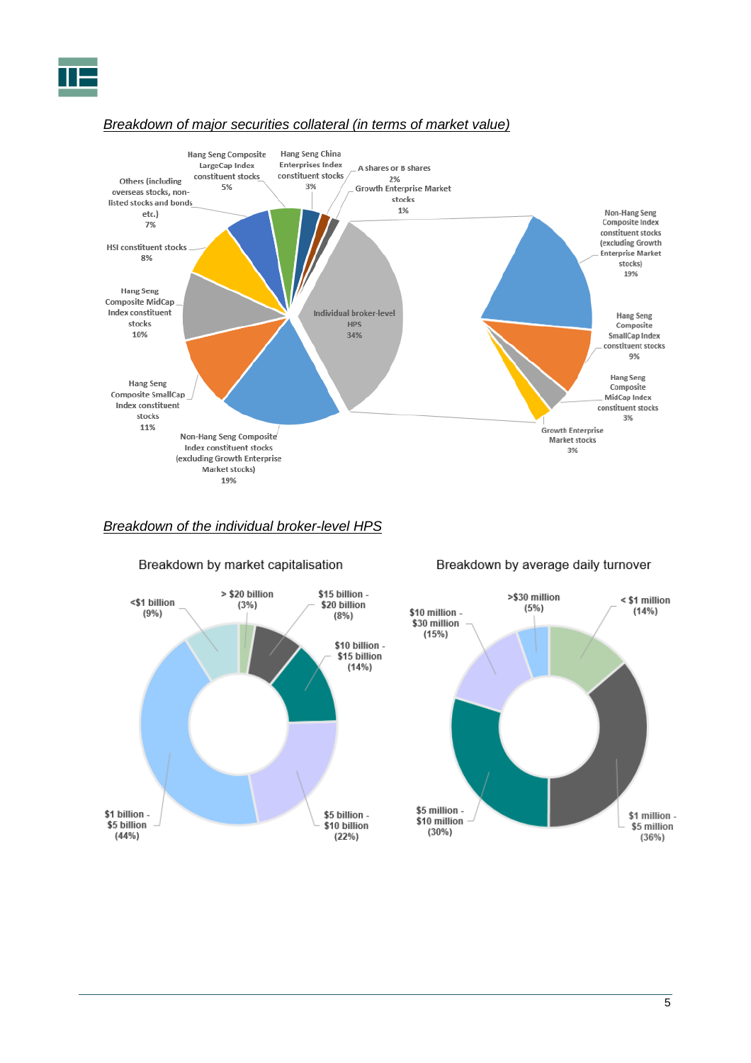*Breakdown of major securities collateral (in terms of market value)*

| Category | Share |
|---|---|
| Individual broker-level HPS | 34% |
| Non-Hang Seng Composite Index constituent stocks (excluding Growth Enterprise Market stocks) | 19% |
| Hang Seng Composite SmallCap Index constituent stocks | 11% |
| Hang Seng Composite MidCap Index constituent stocks | 10% |
| HSI constituent stocks | 8% |
| Others (including overseas stocks, non-listed stocks and bonds etc.) | 7% |
| Hang Seng Composite LargeCap Index constituent stocks | 5% |
| Hang Seng China Enterprises Index constituent stocks | 3% |
| A shares or B shares | 2% |
| Growth Enterprise Market stocks | 1% |

Individual broker-level HPS (34%):

| Category | Share |
|---|---|
| Non-Hang Seng Composite Index constituent stocks (excluding Growth Enterprise Market stocks) | 19% |
| Hang Seng Composite SmallCap Index constituent stocks | 9% |
| Hang Seng Composite MidCap Index constituent stocks | 3% |
| Growth Enterprise Market stocks | 3% |

*Breakdown of the individual broker-level HPS*

Breakdown by market capitalisation

| Market capitalisation | Share |
|---|---|
| <$1 billion | 9% |
| $1 billion - $5 billion | 44% |
| $5 billion - $10 billion | 22% |
| $10 billion - $15 billion | 14% |
| $15 billion - $20 billion | 8% |
| > $20 billion | 3% |

Breakdown by average daily turnover

| Average daily turnover | Share |
|---|---|
| < $1 million | 14% |
| $1 million - $5 million | 36% |
| $5 million - $10 million | 30% |
| $10 million - $30 million | 15% |
| >$30 million | 5% |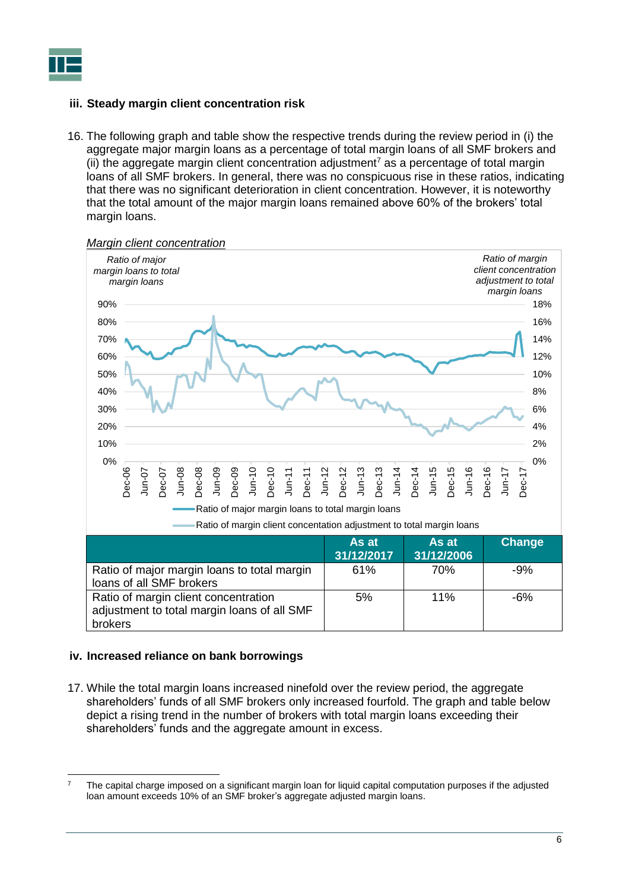### iii. Steady margin client concentration risk

16. The following graph and table show the respective trends during the review period in (i) the aggregate major margin loans as a percentage of total margin loans of all SMF brokers and (ii) the aggregate margin client concentration adjustment[7] as a percentage of total margin loans of all SMF brokers. In general, there was no conspicuous rise in these ratios, indicating that there was no significant deterioration in client concentration. However, it is noteworthy that the total amount of the major margin loans remained above 60% of the brokers' total margin loans.

*Margin client concentration*

Ratio of major margin loans to total margin loans

Ratio of margin client concentration adjustment to total margin loans

Ratio of major margin loans to total margin loans

Ratio of margin client concentation adjustment to total margin loans

| | As at 31/12/2017 | As at 31/12/2006 | Change |
|---|---|---|---|
| Ratio of major margin loans to total margin loans of all SMF brokers | 61% | 70% | -9% |
| Ratio of margin client concentration adjustment to total margin loans of all SMF brokers | 5% | 11% | -6% |

### iv. Increased reliance on bank borrowings

17. While the total margin loans increased ninefold over the review period, the aggregate shareholders' funds of all SMF brokers only increased fourfold. The graph and table below depict a rising trend in the number of brokers with total margin loans exceeding their shareholders' funds and the aggregate amount in excess.

[7] The capital charge imposed on a significant margin loan for liquid capital computation purposes if the adjusted loan amount exceeds 10% of an SMF broker's aggregate adjusted margin loans.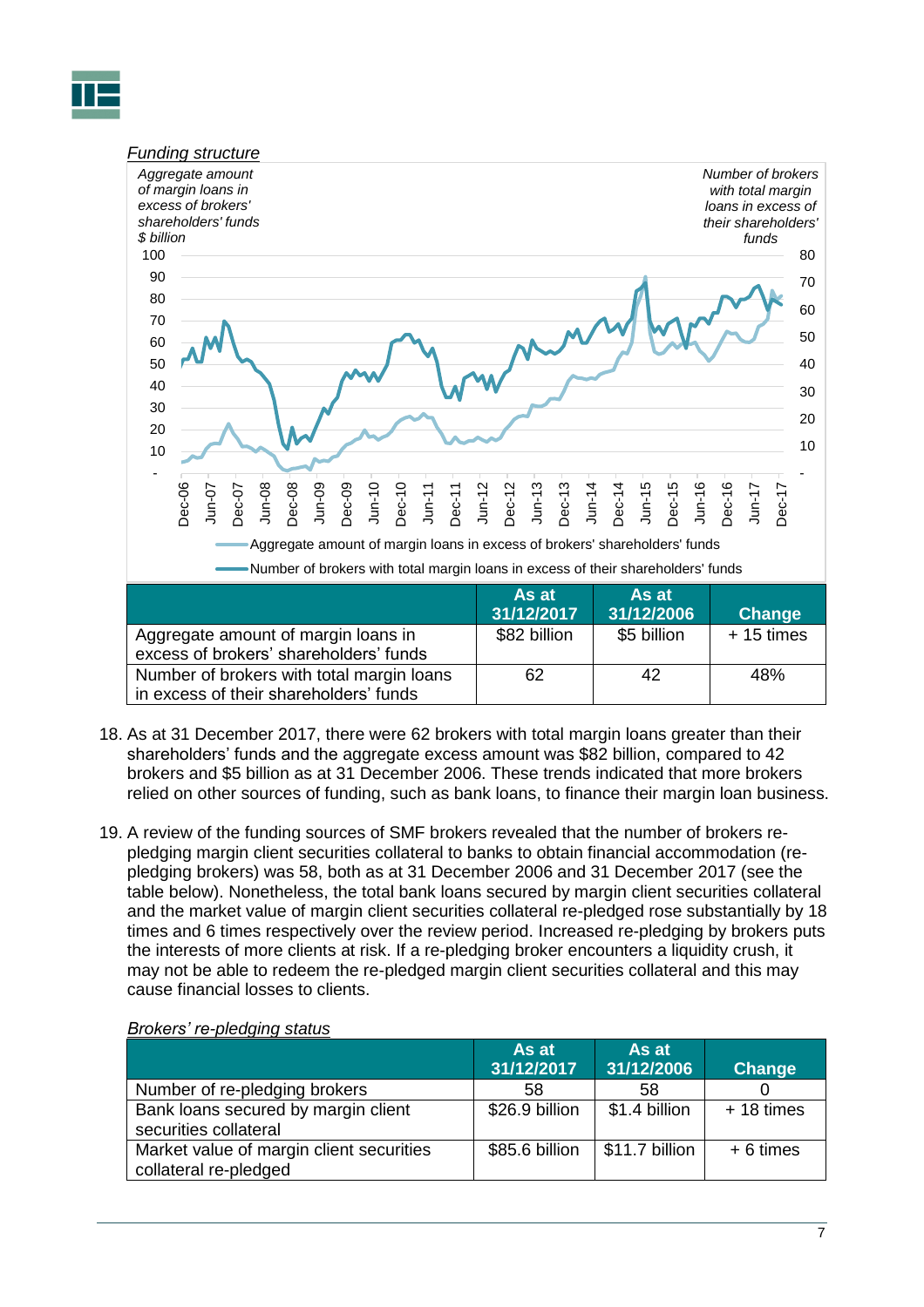*Funding structure*

| | As at 31/12/2017 | As at 31/12/2006 | Change |
|---|---|---|---|
| Aggregate amount of margin loans in excess of brokers' shareholders' funds | $82 billion | $5 billion | + 15 times |
| Number of brokers with total margin loans in excess of their shareholders' funds | 62 | 42 | 48% |

18. As at 31 December 2017, there were 62 brokers with total margin loans greater than their shareholders' funds and the aggregate excess amount was $82 billion, compared to 42 brokers and $5 billion as at 31 December 2006. These trends indicated that more brokers relied on other sources of funding, such as bank loans, to finance their margin loan business.

19. A review of the funding sources of SMF brokers revealed that the number of brokers re-pledging margin client securities collateral to banks to obtain financial accommodation (re-pledging brokers) was 58, both as at 31 December 2006 and 31 December 2017 (see the table below). Nonetheless, the total bank loans secured by margin client securities collateral and the market value of margin client securities collateral re-pledged rose substantially by 18 times and 6 times respectively over the review period. Increased re-pledging by brokers puts the interests of more clients at risk. If a re-pledging broker encounters a liquidity crush, it may not be able to redeem the re-pledged margin client securities collateral and this may cause financial losses to clients.

*Brokers' re-pledging status*

| | As at 31/12/2017 | As at 31/12/2006 | Change |
|---|---|---|---|
| Number of re-pledging brokers | 58 | 58 | 0 |
| Bank loans secured by margin client securities collateral | $26.9 billion | $1.4 billion | + 18 times |
| Market value of margin client securities collateral re-pledged | $85.6 billion | $11.7 billion | + 6 times |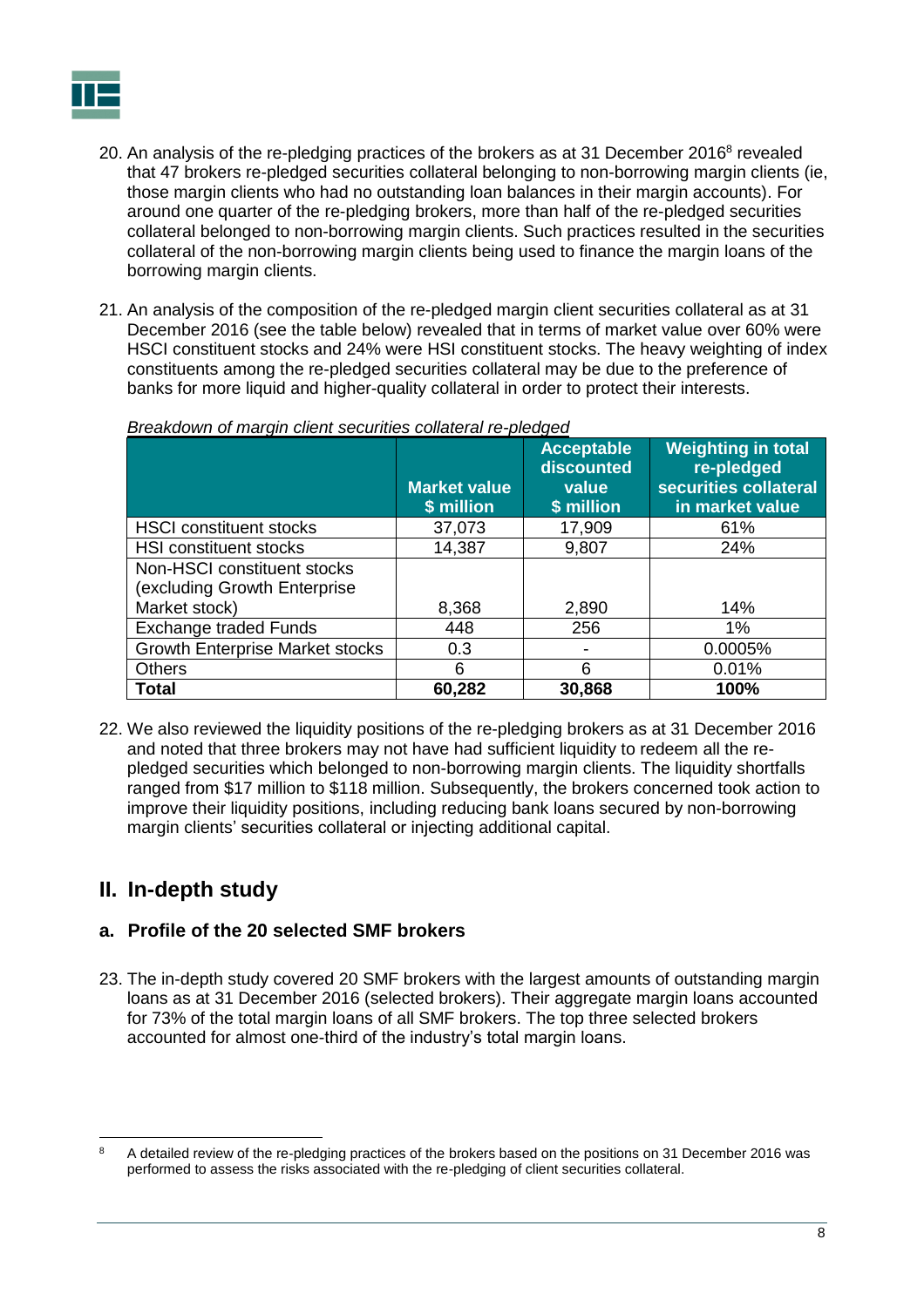20. An analysis of the re-pledging practices of the brokers as at 31 December 2016[8] revealed that 47 brokers re-pledged securities collateral belonging to non-borrowing margin clients (ie, those margin clients who had no outstanding loan balances in their margin accounts). For around one quarter of the re-pledging brokers, more than half of the re-pledged securities collateral belonged to non-borrowing margin clients. Such practices resulted in the securities collateral of the non-borrowing margin clients being used to finance the margin loans of the borrowing margin clients.

21. An analysis of the composition of the re-pledged margin client securities collateral as at 31 December 2016 (see the table below) revealed that in terms of market value over 60% were HSCI constituent stocks and 24% were HSI constituent stocks. The heavy weighting of index constituents among the re-pledged securities collateral may be due to the preference of banks for more liquid and higher-quality collateral in order to protect their interests.

*Breakdown of margin client securities collateral re-pledged*

| | Market value $ million | Acceptable discounted value $ million | Weighting in total re-pledged securities collateral in market value |
|---|---|---|---|
| HSCI constituent stocks | 37,073 | 17,909 | 61% |
| HSI constituent stocks | 14,387 | 9,807 | 24% |
| Non-HSCI constituent stocks (excluding Growth Enterprise Market stock) | 8,368 | 2,890 | 14% |
| Exchange traded Funds | 448 | 256 | 1% |
| Growth Enterprise Market stocks | 0.3 | - | 0.0005% |
| Others | 6 | 6 | 0.01% |
| **Total** | **60,282** | **30,868** | **100%** |

22. We also reviewed the liquidity positions of the re-pledging brokers as at 31 December 2016 and noted that three brokers may not have had sufficient liquidity to redeem all the re-pledged securities which belonged to non-borrowing margin clients. The liquidity shortfalls ranged from $17 million to $118 million. Subsequently, the brokers concerned took action to improve their liquidity positions, including reducing bank loans secured by non-borrowing margin clients' securities collateral or injecting additional capital.

## II. In-depth study

### a. Profile of the 20 selected SMF brokers

23. The in-depth study covered 20 SMF brokers with the largest amounts of outstanding margin loans as at 31 December 2016 (selected brokers). Their aggregate margin loans accounted for 73% of the total margin loans of all SMF brokers. The top three selected brokers accounted for almost one-third of the industry's total margin loans.

---

[8] A detailed review of the re-pledging practices of the brokers based on the positions on 31 December 2016 was performed to assess the risks associated with the re-pledging of client securities collateral.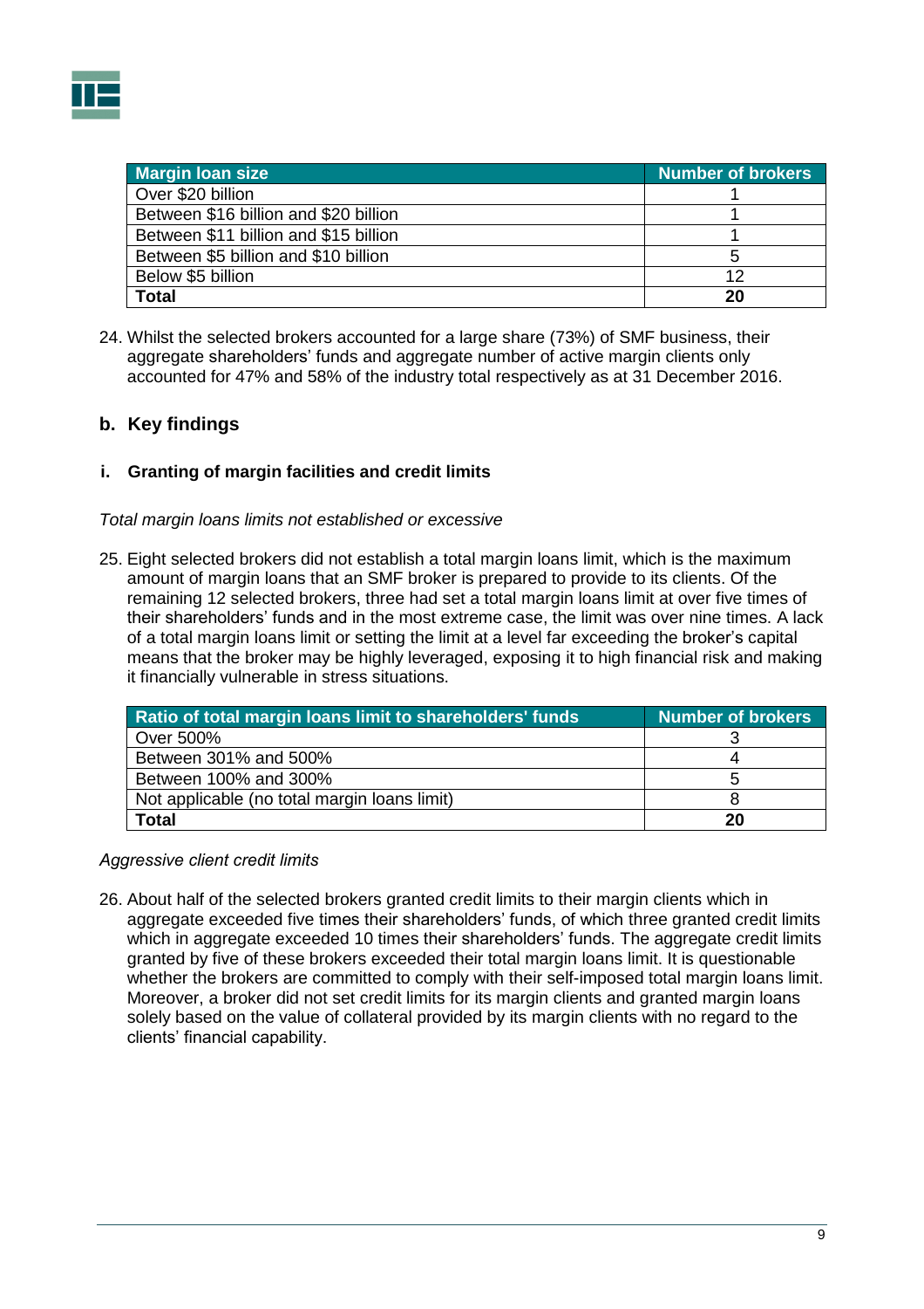| Margin loan size | Number of brokers |
| --- | --- |
| Over $20 billion | 1 |
| Between $16 billion and $20 billion | 1 |
| Between $11 billion and $15 billion | 1 |
| Between $5 billion and $10 billion | 5 |
| Below $5 billion | 12 |
| **Total** | **20** |

24. Whilst the selected brokers accounted for a large share (73%) of SMF business, their aggregate shareholders' funds and aggregate number of active margin clients only accounted for 47% and 58% of the industry total respectively as at 31 December 2016.

## b. Key findings

### i. Granting of margin facilities and credit limits

*Total margin loans limits not established or excessive*

25. Eight selected brokers did not establish a total margin loans limit, which is the maximum amount of margin loans that an SMF broker is prepared to provide to its clients. Of the remaining 12 selected brokers, three had set a total margin loans limit at over five times of their shareholders' funds and in the most extreme case, the limit was over nine times. A lack of a total margin loans limit or setting the limit at a level far exceeding the broker's capital means that the broker may be highly leveraged, exposing it to high financial risk and making it financially vulnerable in stress situations.

| Ratio of total margin loans limit to shareholders' funds | Number of brokers |
| --- | --- |
| Over 500% | 3 |
| Between 301% and 500% | 4 |
| Between 100% and 300% | 5 |
| Not applicable (no total margin loans limit) | 8 |
| **Total** | **20** |

*Aggressive client credit limits*

26. About half of the selected brokers granted credit limits to their margin clients which in aggregate exceeded five times their shareholders' funds, of which three granted credit limits which in aggregate exceeded 10 times their shareholders' funds. The aggregate credit limits granted by five of these brokers exceeded their total margin loans limit. It is questionable whether the brokers are committed to comply with their self-imposed total margin loans limit. Moreover, a broker did not set credit limits for its margin clients and granted margin loans solely based on the value of collateral provided by its margin clients with no regard to the clients' financial capability.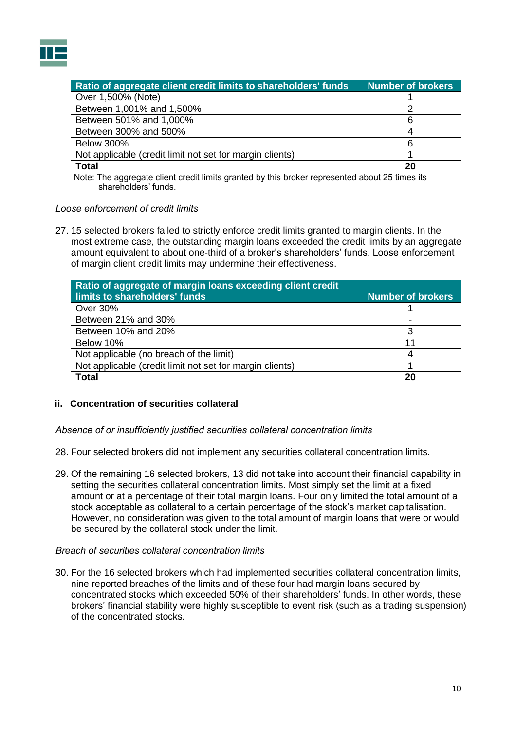| Ratio of aggregate client credit limits to shareholders' funds | Number of brokers |
| --- | --- |
| Over 1,500% (Note) | 1 |
| Between 1,001% and 1,500% | 2 |
| Between 501% and 1,000% | 6 |
| Between 300% and 500% | 4 |
| Below 300% | 6 |
| Not applicable (credit limit not set for margin clients) | 1 |
| **Total** | **20** |

Note: The aggregate client credit limits granted by this broker represented about 25 times its shareholders' funds.

*Loose enforcement of credit limits*

27. 15 selected brokers failed to strictly enforce credit limits granted to margin clients. In the most extreme case, the outstanding margin loans exceeded the credit limits by an aggregate amount equivalent to about one-third of a broker's shareholders' funds. Loose enforcement of margin client credit limits may undermine their effectiveness.

| Ratio of aggregate of margin loans exceeding client credit limits to shareholders' funds | Number of brokers |
| --- | --- |
| Over 30% | 1 |
| Between 21% and 30% | - |
| Between 10% and 20% | 3 |
| Below 10% | 11 |
| Not applicable (no breach of the limit) | 4 |
| Not applicable (credit limit not set for margin clients) | 1 |
| **Total** | **20** |

### ii. Concentration of securities collateral

*Absence of or insufficiently justified securities collateral concentration limits*

28. Four selected brokers did not implement any securities collateral concentration limits.

29. Of the remaining 16 selected brokers, 13 did not take into account their financial capability in setting the securities collateral concentration limits. Most simply set the limit at a fixed amount or at a percentage of their total margin loans. Four only limited the total amount of a stock acceptable as collateral to a certain percentage of the stock's market capitalisation. However, no consideration was given to the total amount of margin loans that were or would be secured by the collateral stock under the limit.

*Breach of securities collateral concentration limits*

30. For the 16 selected brokers which had implemented securities collateral concentration limits, nine reported breaches of the limits and of these four had margin loans secured by concentrated stocks which exceeded 50% of their shareholders' funds. In other words, these brokers' financial stability were highly susceptible to event risk (such as a trading suspension) of the concentrated stocks.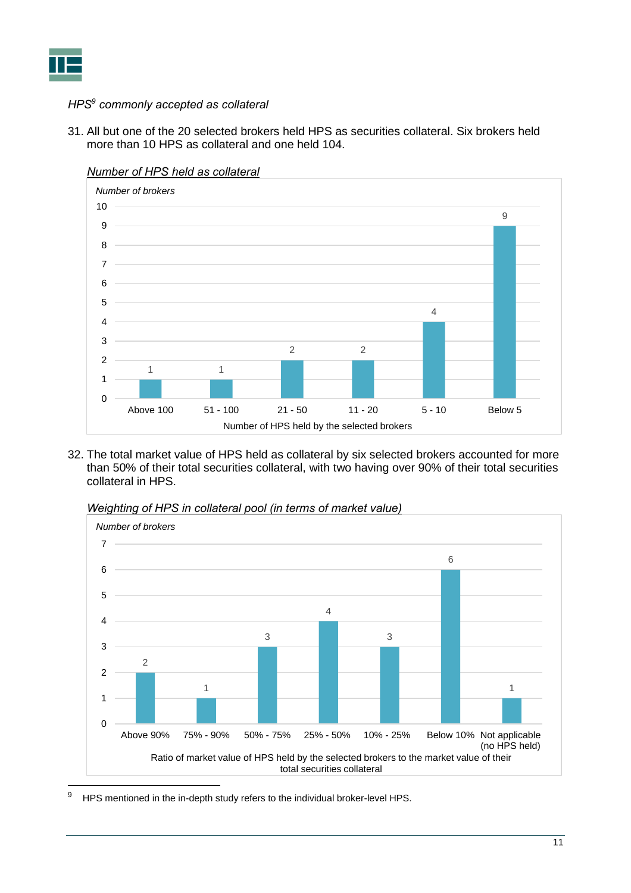*HPS[9] commonly accepted as collateral*

31. All but one of the 20 selected brokers held HPS as securities collateral. Six brokers held more than 10 HPS as collateral and one held 104.

*Number of HPS held as collateral*

| Number of HPS held by the selected brokers | Number of brokers |
|---|---|
| Above 100 | 1 |
| 51 - 100 | 1 |
| 21 - 50 | 2 |
| 11 - 20 | 2 |
| 5 - 10 | 4 |
| Below 5 | 9 |

32. The total market value of HPS held as collateral by six selected brokers accounted for more than 50% of their total securities collateral, with two having over 90% of their total securities collateral in HPS.

*Weighting of HPS in collateral pool (in terms of market value)*

| Ratio of market value of HPS held by the selected brokers to the market value of their total securities collateral | Number of brokers |
|---|---|
| Above 90% | 2 |
| 75% - 90% | 1 |
| 50% - 75% | 3 |
| 25% - 50% | 4 |
| 10% - 25% | 3 |
| Below 10% | 6 |
| Not applicable (no HPS held) | 1 |

[9] HPS mentioned in the in-depth study refers to the individual broker-level HPS.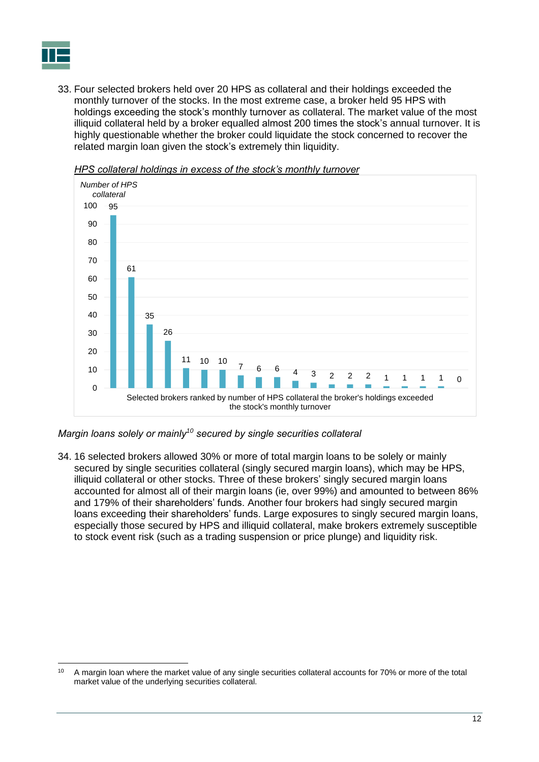33. Four selected brokers held over 20 HPS as collateral and their holdings exceeded the monthly turnover of the stocks. In the most extreme case, a broker held 95 HPS with holdings exceeding the stock's monthly turnover as collateral. The market value of the most illiquid collateral held by a broker equalled almost 200 times the stock's annual turnover. It is highly questionable whether the broker could liquidate the stock concerned to recover the related margin loan given the stock's extremely thin liquidity.

*HPS collateral holdings in excess of the stock's monthly turnover*

Number of HPS collateral

| Selected brokers ranked by number of HPS collateral the broker's holdings exceeded the stock's monthly turnover | Number of HPS collateral |
|---|---|
| 1 | 95 |
| 2 | 61 |
| 3 | 35 |
| 4 | 26 |
| 5 | 11 |
| 6 | 10 |
| 7 | 10 |
| 8 | 7 |
| 9 | 6 |
| 10 | 6 |
| 11 | 4 |
| 12 | 3 |
| 13 | 2 |
| 14 | 2 |
| 15 | 2 |
| 16 | 1 |
| 17 | 1 |
| 18 | 1 |
| 19 | 1 |
| 20 | 0 |

*Margin loans solely or mainly[10] secured by single securities collateral*

34. 16 selected brokers allowed 30% or more of total margin loans to be solely or mainly secured by single securities collateral (singly secured margin loans), which may be HPS, illiquid collateral or other stocks. Three of these brokers' singly secured margin loans accounted for almost all of their margin loans (ie, over 99%) and amounted to between 86% and 179% of their shareholders' funds. Another four brokers had singly secured margin loans exceeding their shareholders' funds. Large exposures to singly secured margin loans, especially those secured by HPS and illiquid collateral, make brokers extremely susceptible to stock event risk (such as a trading suspension or price plunge) and liquidity risk.

---

[10] A margin loan where the market value of any single securities collateral accounts for 70% or more of the total market value of the underlying securities collateral.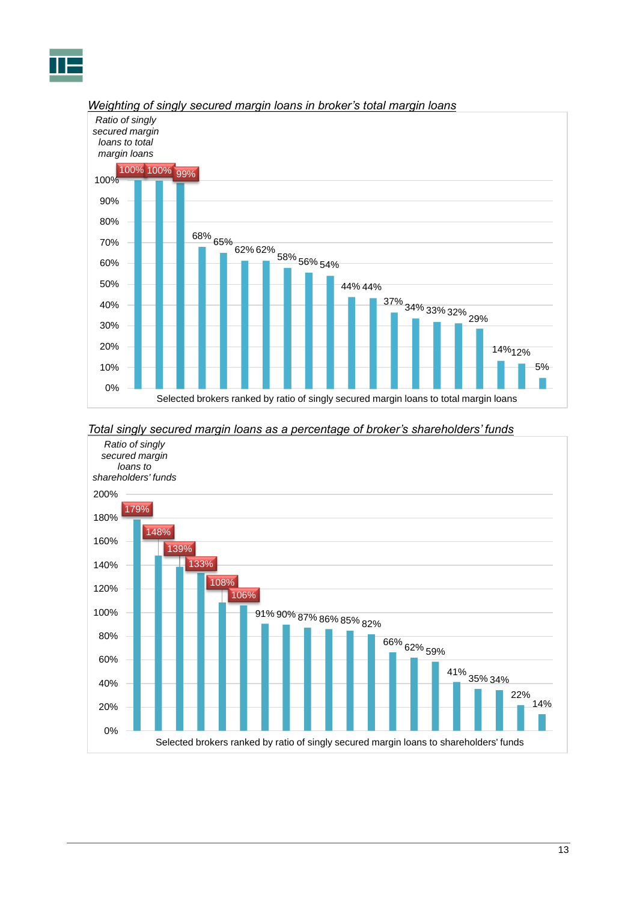*Weighting of singly secured margin loans in broker's total margin loans*

Ratio of singly secured margin loans to total margin loans

| Broker rank | Ratio |
|---|---|
| 1 | 100% |
| 2 | 100% |
| 3 | 99% |
| 4 | 68% |
| 5 | 65% |
| 6 | 62% |
| 7 | 62% |
| 8 | 58% |
| 9 | 56% |
| 10 | 54% |
| 11 | 44% |
| 12 | 44% |
| 13 | 37% |
| 14 | 34% |
| 15 | 33% |
| 16 | 32% |
| 17 | 29% |
| 18 | 14% |
| 19 | 12% |
| 20 | 5% |

Selected brokers ranked by ratio of singly secured margin loans to total margin loans

*Total singly secured margin loans as a percentage of broker's shareholders' funds*

Ratio of singly secured margin loans to shareholders' funds

| Broker rank | Ratio |
|---|---|
| 1 | 179% |
| 2 | 148% |
| 3 | 139% |
| 4 | 133% |
| 5 | 108% |
| 6 | 106% |
| 7 | 91% |
| 8 | 90% |
| 9 | 87% |
| 10 | 86% |
| 11 | 85% |
| 12 | 82% |
| 13 | 66% |
| 14 | 62% |
| 15 | 59% |
| 16 | 41% |
| 17 | 35% |
| 18 | 34% |
| 19 | 22% |
| 20 | 14% |

Selected brokers ranked by ratio of singly secured margin loans to shareholders' funds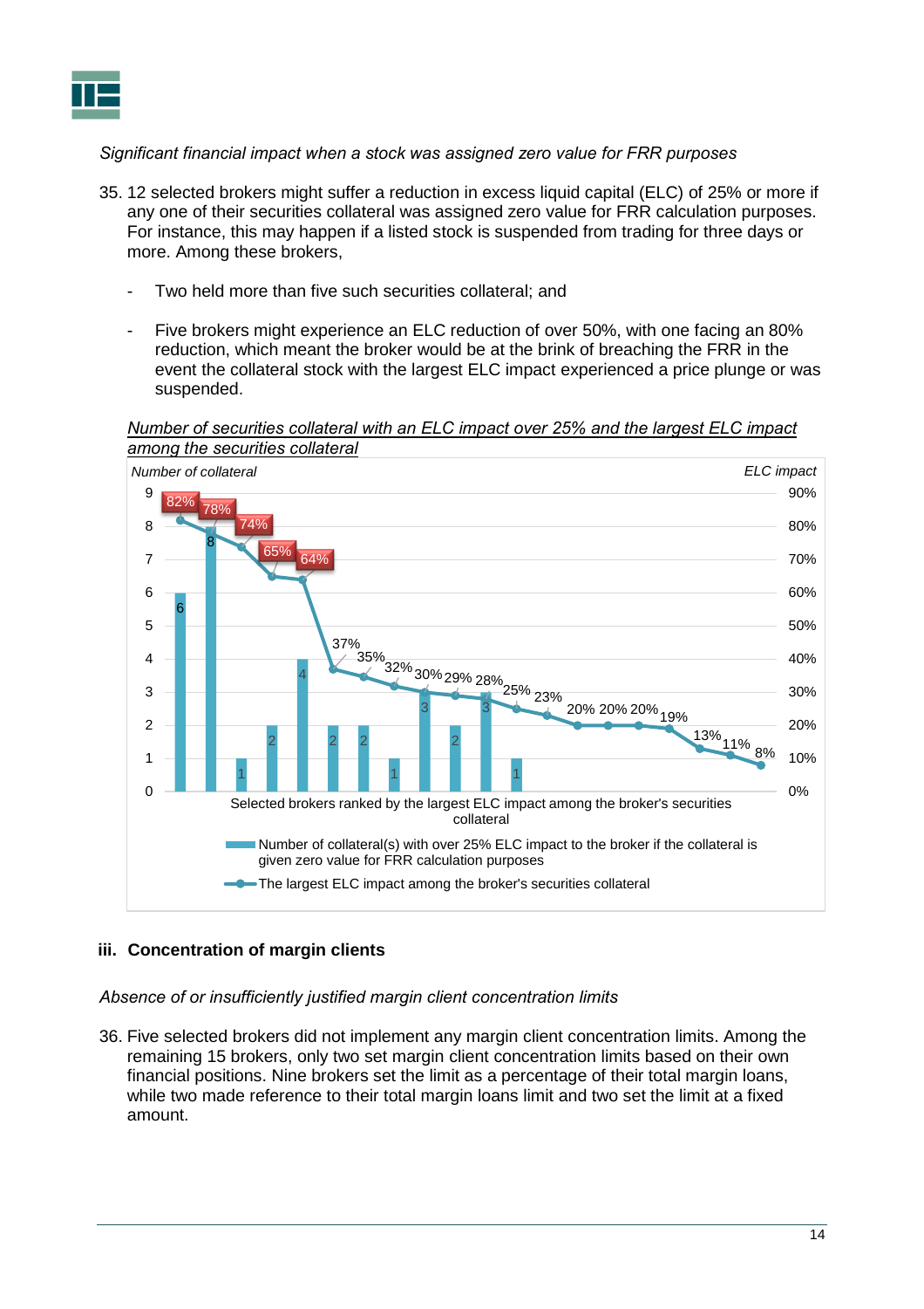*Significant financial impact when a stock was assigned zero value for FRR purposes*

35. 12 selected brokers might suffer a reduction in excess liquid capital (ELC) of 25% or more if any one of their securities collateral was assigned zero value for FRR calculation purposes. For instance, this may happen if a listed stock is suspended from trading for three days or more. Among these brokers,

    - Two held more than five such securities collateral; and

    - Five brokers might experience an ELC reduction of over 50%, with one facing an 80% reduction, which meant the broker would be at the brink of breaching the FRR in the event the collateral stock with the largest ELC impact experienced a price plunge or was suspended.

<u>*Number of securities collateral with an ELC impact over 25% and the largest ELC impact among the securities collateral*</u>

| Selected brokers ranked by the largest ELC impact among the broker's securities collateral | Number of collateral(s) with over 25% ELC impact to the broker if the collateral is given zero value for FRR calculation purposes | The largest ELC impact among the broker's securities collateral |
|---|---|---|
| 1 | 6 | 82% |
| 2 | 8 | 78% |
| 3 | 1 | 74% |
| 4 | 2 | 65% |
| 5 | 4 | 64% |
| 6 | 2 | 37% |
| 7 | 2 | 35% |
| 8 | 1 | 32% |
| 9 | 3 | 30% |
| 10 | 2 | 29% |
| 11 | 3 | 28% |
| 12 | 1 | 25% |
| 13 | | 23% |
| 14 | | 20% |
| 15 | | 20% |
| 16 | | 20% |
| 17 | | 19% |
| 18 | | 13% |
| 19 | | 11% |
| 20 | | 8% |

### iii. Concentration of margin clients

*Absence of or insufficiently justified margin client concentration limits*

36. Five selected brokers did not implement any margin client concentration limits. Among the remaining 15 brokers, only two set margin client concentration limits based on their own financial positions. Nine brokers set the limit as a percentage of their total margin loans, while two made reference to their total margin loans limit and two set the limit at a fixed amount.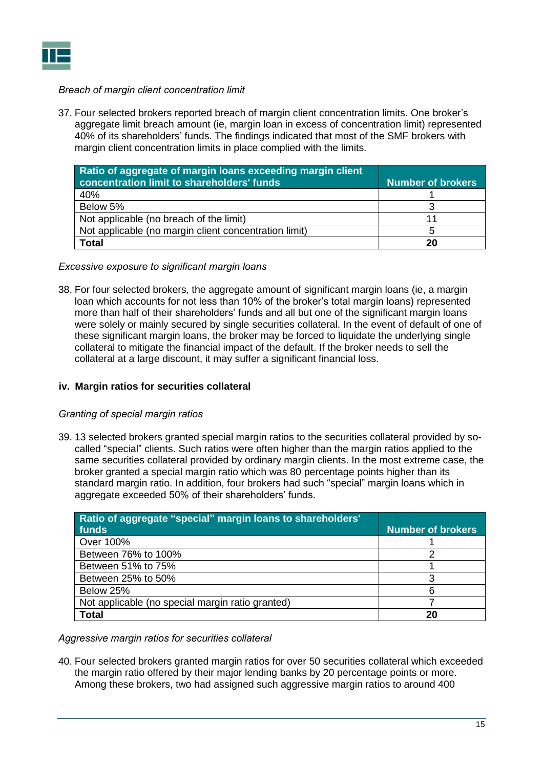*Breach of margin client concentration limit*

37. Four selected brokers reported breach of margin client concentration limits. One broker's aggregate limit breach amount (ie, margin loan in excess of concentration limit) represented 40% of its shareholders' funds. The findings indicated that most of the SMF brokers with margin client concentration limits in place complied with the limits.

| Ratio of aggregate of margin loans exceeding margin client concentration limit to shareholders' funds | Number of brokers |
|---|---|
| 40% | 1 |
| Below 5% | 3 |
| Not applicable (no breach of the limit) | 11 |
| Not applicable (no margin client concentration limit) | 5 |
| **Total** | **20** |

*Excessive exposure to significant margin loans*

38. For four selected brokers, the aggregate amount of significant margin loans (ie, a margin loan which accounts for not less than 10% of the broker's total margin loans) represented more than half of their shareholders' funds and all but one of the significant margin loans were solely or mainly secured by single securities collateral. In the event of default of one of these significant margin loans, the broker may be forced to liquidate the underlying single collateral to mitigate the financial impact of the default. If the broker needs to sell the collateral at a large discount, it may suffer a significant financial loss.

**iv. Margin ratios for securities collateral**

*Granting of special margin ratios*

39. 13 selected brokers granted special margin ratios to the securities collateral provided by so-called "special" clients. Such ratios were often higher than the margin ratios applied to the same securities collateral provided by ordinary margin clients. In the most extreme case, the broker granted a special margin ratio which was 80 percentage points higher than its standard margin ratio. In addition, four brokers had such "special" margin loans which in aggregate exceeded 50% of their shareholders' funds.

| Ratio of aggregate "special" margin loans to shareholders' funds | Number of brokers |
|---|---|
| Over 100% | 1 |
| Between 76% to 100% | 2 |
| Between 51% to 75% | 1 |
| Between 25% to 50% | 3 |
| Below 25% | 6 |
| Not applicable (no special margin ratio granted) | 7 |
| **Total** | **20** |

*Aggressive margin ratios for securities collateral*

40. Four selected brokers granted margin ratios for over 50 securities collateral which exceeded the margin ratio offered by their major lending banks by 20 percentage points or more. Among these brokers, two had assigned such aggressive margin ratios to around 400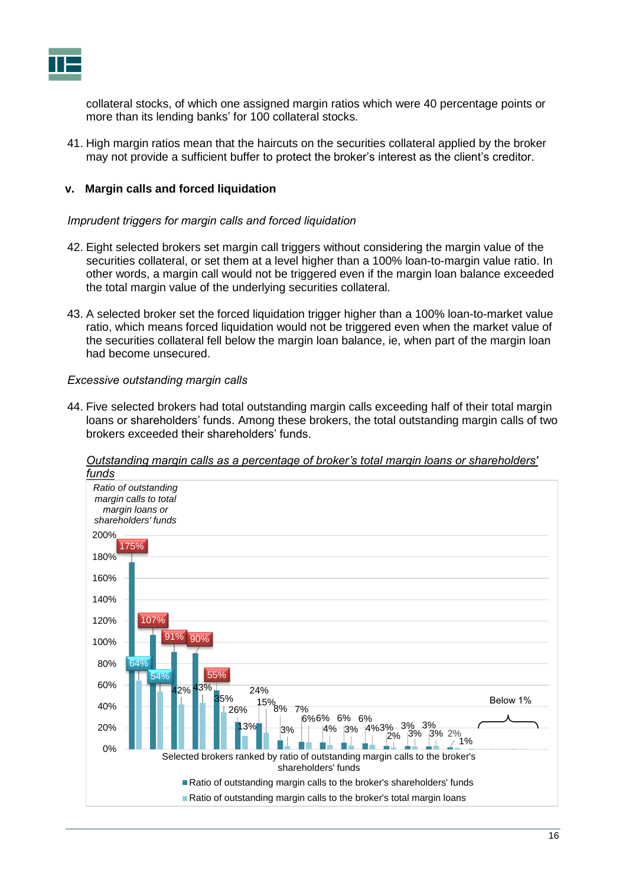collateral stocks, of which one assigned margin ratios which were 40 percentage points or more than its lending banks' for 100 collateral stocks.

41. High margin ratios mean that the haircuts on the securities collateral applied by the broker may not provide a sufficient buffer to protect the broker's interest as the client's creditor.

### v. Margin calls and forced liquidation

*Imprudent triggers for margin calls and forced liquidation*

42. Eight selected brokers set margin call triggers without considering the margin value of the securities collateral, or set them at a level higher than a 100% loan-to-margin value ratio. In other words, a margin call would not be triggered even if the margin loan balance exceeded the total margin value of the underlying securities collateral.

43. A selected broker set the forced liquidation trigger higher than a 100% loan-to-market value ratio, which means forced liquidation would not be triggered even when the market value of the securities collateral fell below the margin loan balance, ie, when part of the margin loan had become unsecured.

*Excessive outstanding margin calls*

44. Five selected brokers had total outstanding margin calls exceeding half of their total margin loans or shareholders' funds. Among these brokers, the total outstanding margin calls of two brokers exceeded their shareholders' funds.

<u>Outstanding margin calls as a percentage of broker's total margin loans or shareholders' funds</u>

| Selected brokers (ranked by ratio of outstanding margin calls to the broker's shareholders' funds) | Ratio of outstanding margin calls to the broker's shareholders' funds | Ratio of outstanding margin calls to the broker's total margin loans |
|---|---|---|
| 1 | 175% | 64% |
| 2 | 107% | 54% |
| 3 | 91% | 42% |
| 4 | 90% | 43% |
| 5 | 55% | 35% |
| 6 | 26% | 13% |
| 7 | 24% | 15% |
| 8 | 8% | 3% |
| 9 | 7% | 6% |
| 10 | 6% | 4% |
| 11 | 6% | 3% |
| 12 | 6% | 4% |
| 13 | 3% | 2% |
| 14 | 3% | 3% |
| 15 | 3% | 3% |
| 16 | 2% | 1% |
| Remaining brokers | Below 1% | Below 1% |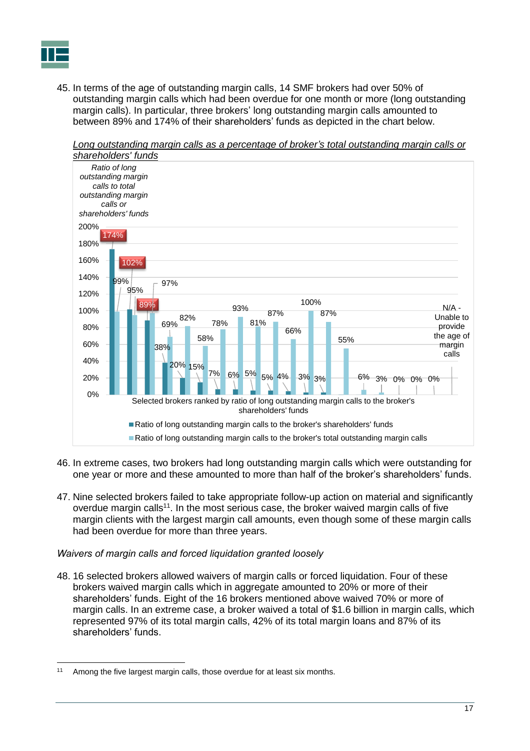45. In terms of the age of outstanding margin calls, 14 SMF brokers had over 50% of outstanding margin calls which had been overdue for one month or more (long outstanding margin calls). In particular, three brokers' long outstanding margin calls amounted to between 89% and 174% of their shareholders' funds as depicted in the chart below.

*Long outstanding margin calls as a percentage of broker's total outstanding margin calls or shareholders' funds*

Ratio of long outstanding margin calls to total outstanding margin calls or shareholders' funds

200%
180%
160%
140%
120%
100%
80%
60%
40%
20%
0%

174% 99% 102% 95% 89% 97% 38% 69% 20% 82% 15% 58% 7% 78% 6% 93% 5% 81% 5% 87% 4% 66% 3% 100% 3% 87% 55% 6% 3% 0% 0% 0%

N/A - Unable to provide the age of margin calls

Selected brokers ranked by ratio of long outstanding margin calls to the broker's shareholders' funds

- Ratio of long outstanding margin calls to the broker's shareholders' funds
- Ratio of long outstanding margin calls to the broker's total outstanding margin calls

46. In extreme cases, two brokers had long outstanding margin calls which were outstanding for one year or more and these amounted to more than half of the broker's shareholders' funds.

47. Nine selected brokers failed to take appropriate follow-up action on material and significantly overdue margin calls[11]. In the most serious case, the broker waived margin calls of five margin clients with the largest margin call amounts, even though some of these margin calls had been overdue for more than three years.

*Waivers of margin calls and forced liquidation granted loosely*

48. 16 selected brokers allowed waivers of margin calls or forced liquidation. Four of these brokers waived margin calls which in aggregate amounted to 20% or more of their shareholders' funds. Eight of the 16 brokers mentioned above waived 70% or more of margin calls. In an extreme case, a broker waived a total of $1.6 billion in margin calls, which represented 97% of its total margin calls, 42% of its total margin loans and 87% of its shareholders' funds.

[11] Among the five largest margin calls, those overdue for at least six months.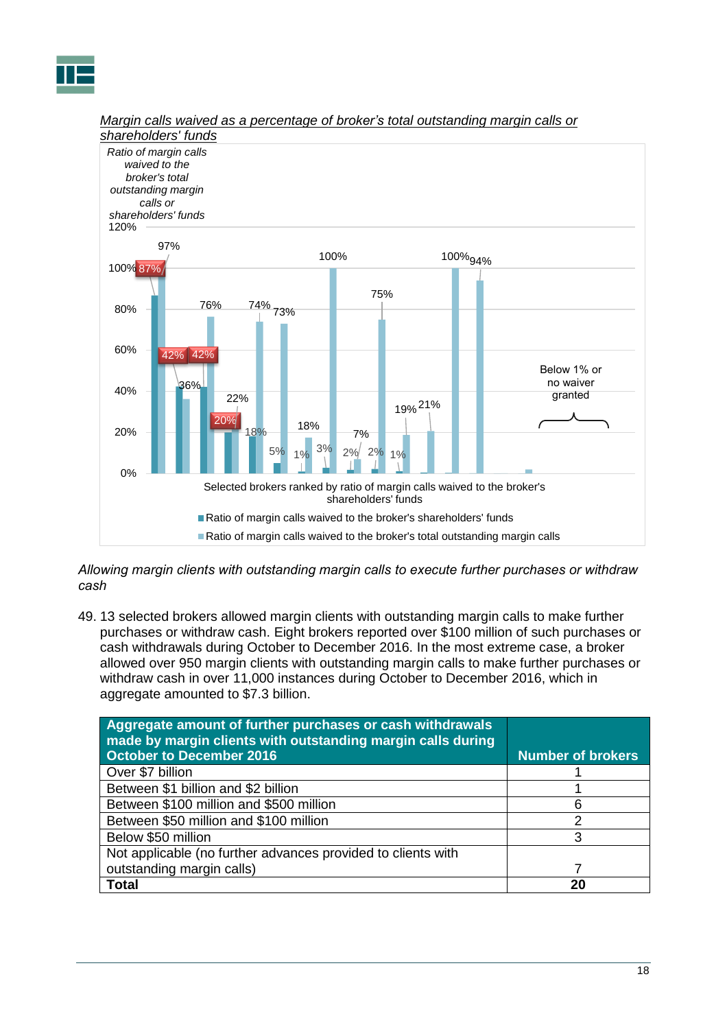*Margin calls waived as a percentage of broker's total outstanding margin calls or shareholders' funds*

Ratio of margin calls waived to the broker's total outstanding margin calls or shareholders' funds

120%

100%

80%

60%

40%

20%

0%

97% 87% 76% 74% 73% 100% 75% 100% 94% 42% 42% 36% 22% 20% 18% 18% 5% 1% 3% 7% 2% 2% 1% 19% 21%

Below 1% or no waiver granted

Selected brokers ranked by ratio of margin calls waived to the broker's shareholders' funds

■ Ratio of margin calls waived to the broker's shareholders' funds

■ Ratio of margin calls waived to the broker's total outstanding margin calls

*Allowing margin clients with outstanding margin calls to execute further purchases or withdraw cash*

49. 13 selected brokers allowed margin clients with outstanding margin calls to make further purchases or withdraw cash. Eight brokers reported over $100 million of such purchases or cash withdrawals during October to December 2016. In the most extreme case, a broker allowed over 950 margin clients with outstanding margin calls to make further purchases or withdraw cash in over 11,000 instances during October to December 2016, which in aggregate amounted to $7.3 billion.

| Aggregate amount of further purchases or cash withdrawals made by margin clients with outstanding margin calls during October to December 2016 | Number of brokers |
|---|---|
| Over $7 billion | 1 |
| Between $1 billion and $2 billion | 1 |
| Between $100 million and $500 million | 6 |
| Between $50 million and $100 million | 2 |
| Below $50 million | 3 |
| Not applicable (no further advances provided to clients with outstanding margin calls) | 7 |
| **Total** | **20** |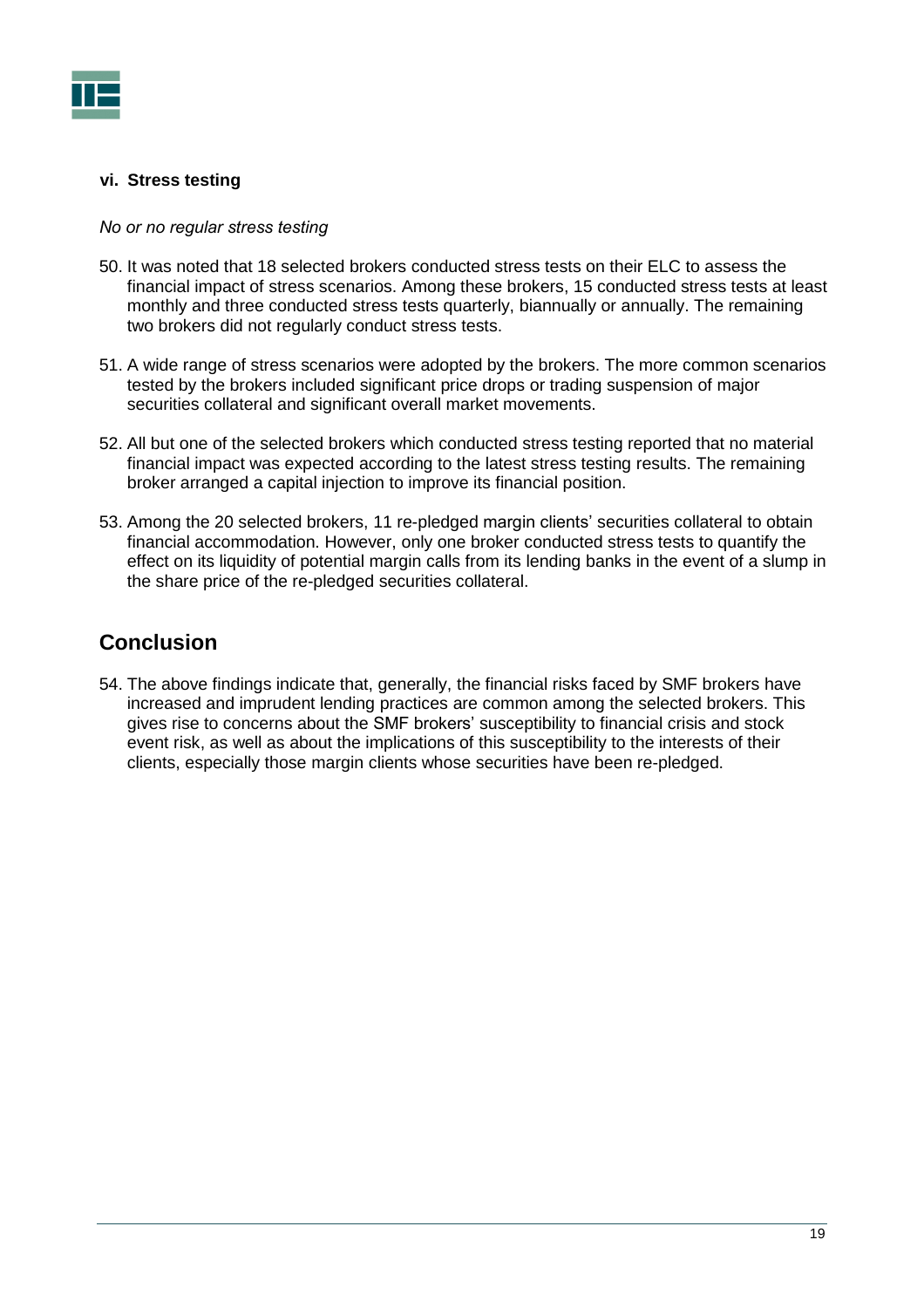### vi. Stress testing

*No or no regular stress testing*

50. It was noted that 18 selected brokers conducted stress tests on their ELC to assess the financial impact of stress scenarios. Among these brokers, 15 conducted stress tests at least monthly and three conducted stress tests quarterly, biannually or annually. The remaining two brokers did not regularly conduct stress tests.

51. A wide range of stress scenarios were adopted by the brokers. The more common scenarios tested by the brokers included significant price drops or trading suspension of major securities collateral and significant overall market movements.

52. All but one of the selected brokers which conducted stress testing reported that no material financial impact was expected according to the latest stress testing results. The remaining broker arranged a capital injection to improve its financial position.

53. Among the 20 selected brokers, 11 re-pledged margin clients' securities collateral to obtain financial accommodation. However, only one broker conducted stress tests to quantify the effect on its liquidity of potential margin calls from its lending banks in the event of a slump in the share price of the re-pledged securities collateral.

## Conclusion

54. The above findings indicate that, generally, the financial risks faced by SMF brokers have increased and imprudent lending practices are common among the selected brokers. This gives rise to concerns about the SMF brokers' susceptibility to financial crisis and stock event risk, as well as about the implications of this susceptibility to the interests of their clients, especially those margin clients whose securities have been re-pledged.